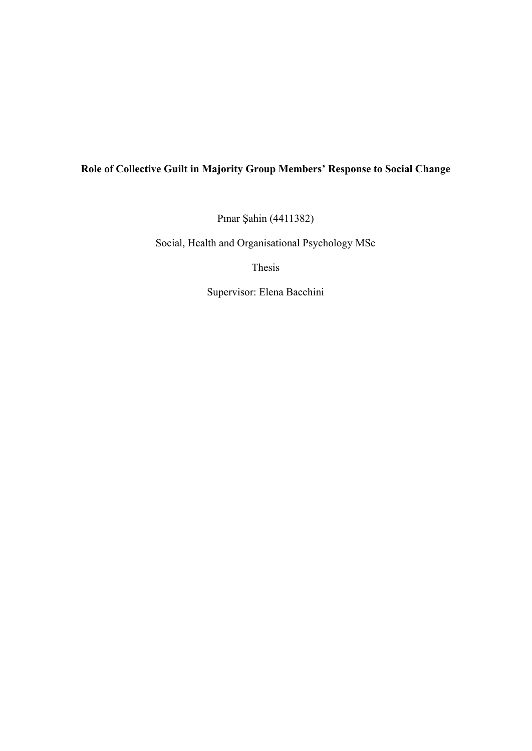**Role of Collective Guilt in Majority Group Members' Response to Social Change**

Pınar Şahin (4411382)

Social, Health and Organisational Psychology MSc

Thesis

Supervisor: Elena Bacchini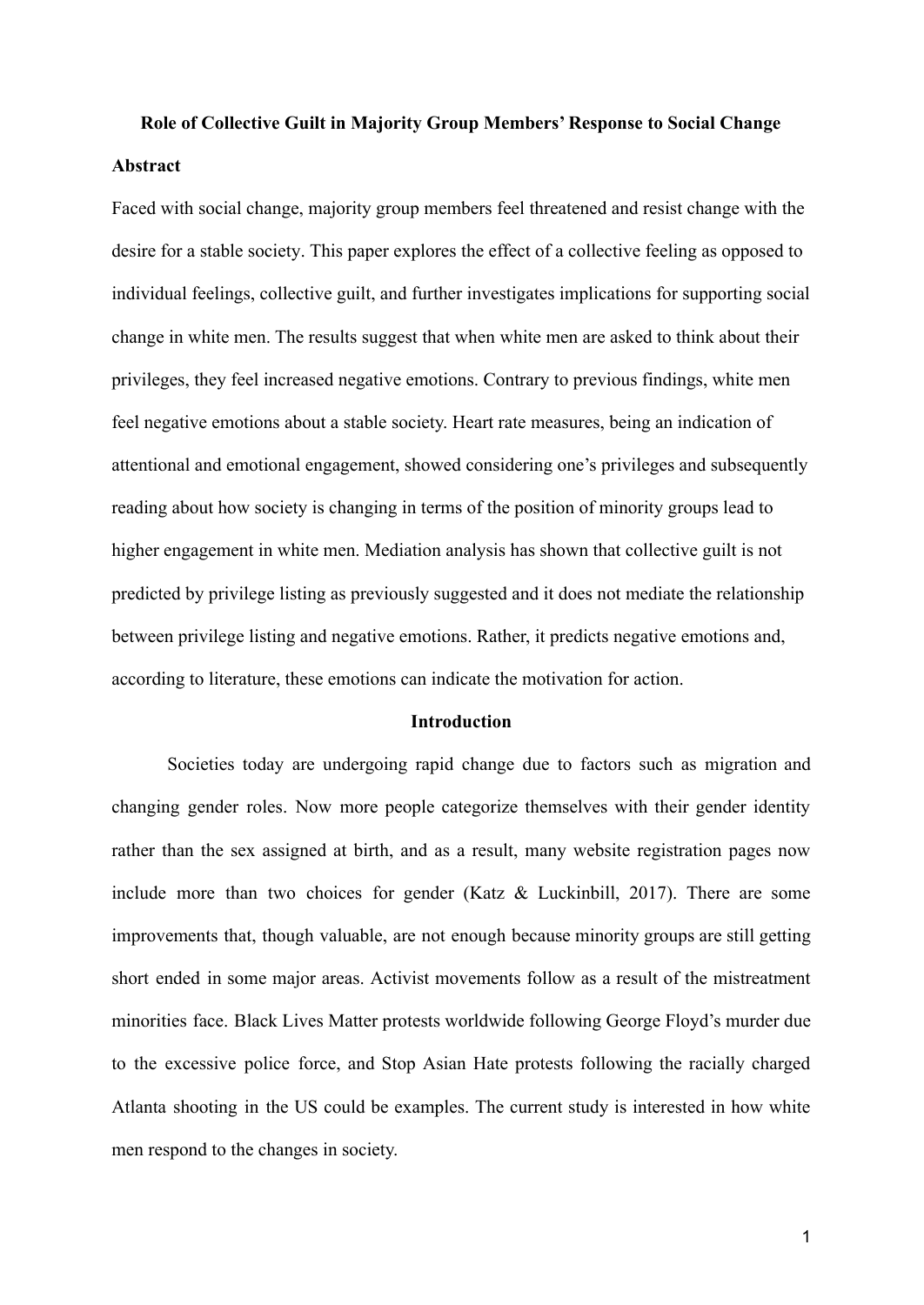# Role of Collective Guilt in Majority Group Members' Response to Social Change

## Abstract

Faced with social change, majority group members feel threatened and resist change with the desire for a stable society. This paper explores the effect of a collective feeling as opposed to individual feelings, collective guilt, and further investigates implications for supporting social change in white men. The results suggest that when white men are asked to think about their privileges, they feel increased negative emotions. Contrary to previous findings, white men feel negative emotions about a stable society. Heart rate measures, being an indication of attentional and emotional engagement, showed considering one's privileges and subsequently reading about how society is changing in terms of the position of minority groups lead to higher engagement in white men. Mediation analysis has shown that collective guilt is not predicted by privilege listing as previously suggested and it does not mediate the relationship between privilege listing and negative emotions. Rather, it predicts negative emotions and, according to literature, these emotions can indicate the motivation for action.

## Introduction

Societies today are undergoing rapid change due to factors such as migration and changing gender roles. Now more people categorize themselves with their gender identity rather than the sex assigned at birth, and as a result, many website registration pages now include more than two choices for gender (Katz & Luckinbill, 2017). There are some improvements that, though valuable, are not enough because minority groups are still getting short ended in some major areas. Activist movements follow as a result of the mistreatment minorities face. Black Lives Matter protests worldwide following George Floyd's murder due to the excessive police force, and Stop Asian Hate protests following the racially charged Atlanta shooting in the US could be examples. The current study is interested in how white men respond to the changes in society.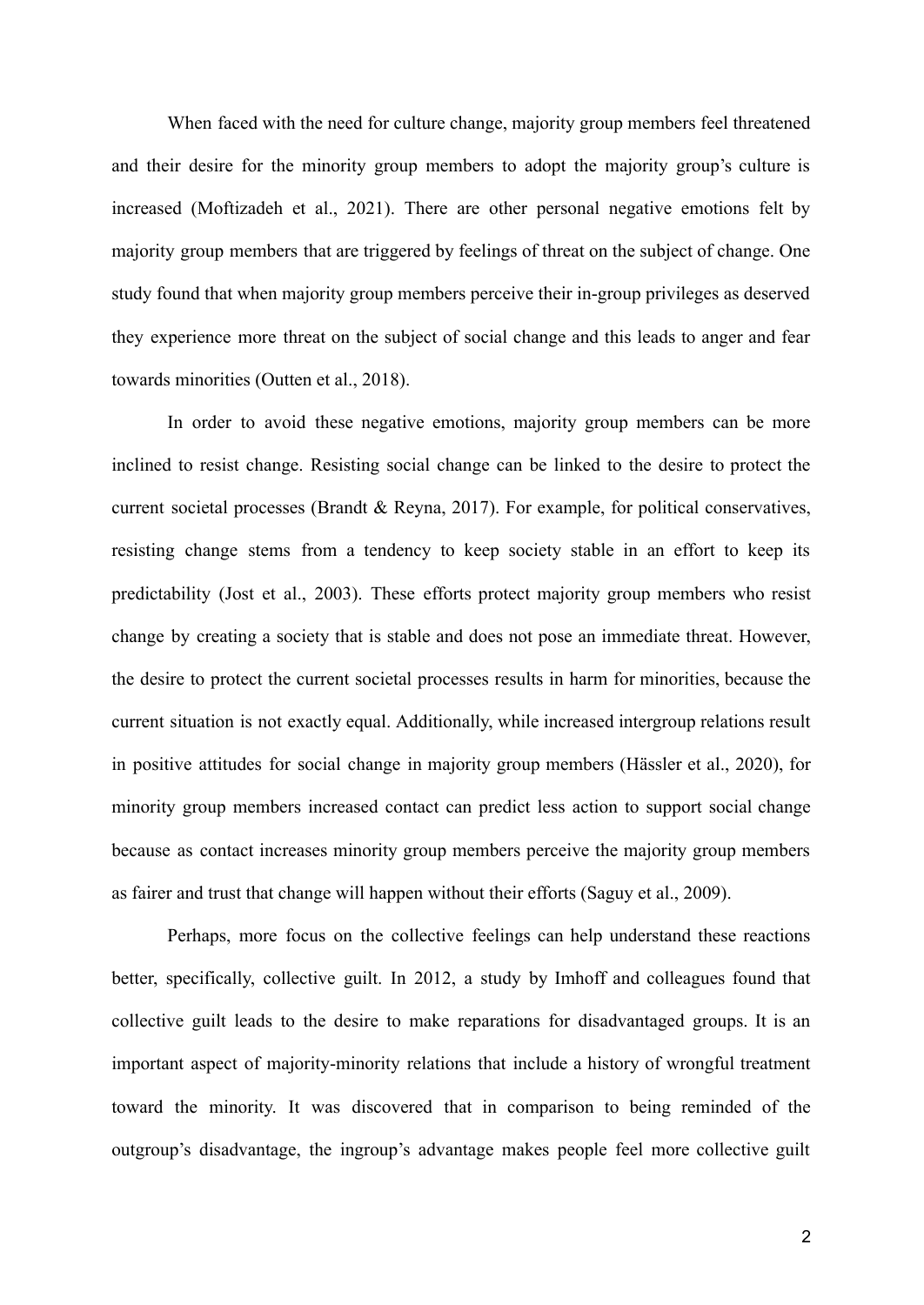When faced with the need for culture change, majority group members feel threatened and their desire for the minority group members to adopt the majority group's culture is increased (Moftizadeh et al., 2021). There are other personal negative emotions felt by majority group members that are triggered by feelings of threat on the subject of change. One study found that when majority group members perceive their in-group privileges as deserved they experience more threat on the subject of social change and this leads to anger and fear towards minorities (Outten et al., 2018).

In order to avoid these negative emotions, majority group members can be more inclined to resist change. Resisting social change can be linked to the desire to protect the current societal processes (Brandt & Reyna, 2017). For example, for political conservatives, resisting change stems from a tendency to keep society stable in an effort to keep its predictability (Jost et al., 2003). These efforts protect majority group members who resist change by creating a society that is stable and does not pose an immediate threat. However, the desire to protect the current societal processes results in harm for minorities, because the current situation is not exactly equal. Additionally, while increased intergroup relations result in positive attitudes for social change in majority group members (Hässler et al., 2020), for minority group members increased contact can predict less action to support social change because as contact increases minority group members perceive the majority group members as fairer and trust that change will happen without their efforts (Saguy et al., 2009).

Perhaps, more focus on the collective feelings can help understand these reactions better, specifically, collective guilt. In 2012, a study by Imhoff and colleagues found that collective guilt leads to the desire to make reparations for disadvantaged groups. It is an important aspect of majority-minority relations that include a history of wrongful treatment toward the minority. It was discovered that in comparison to being reminded of the outgroup's disadvantage, the ingroup's advantage makes people feel more collective guilt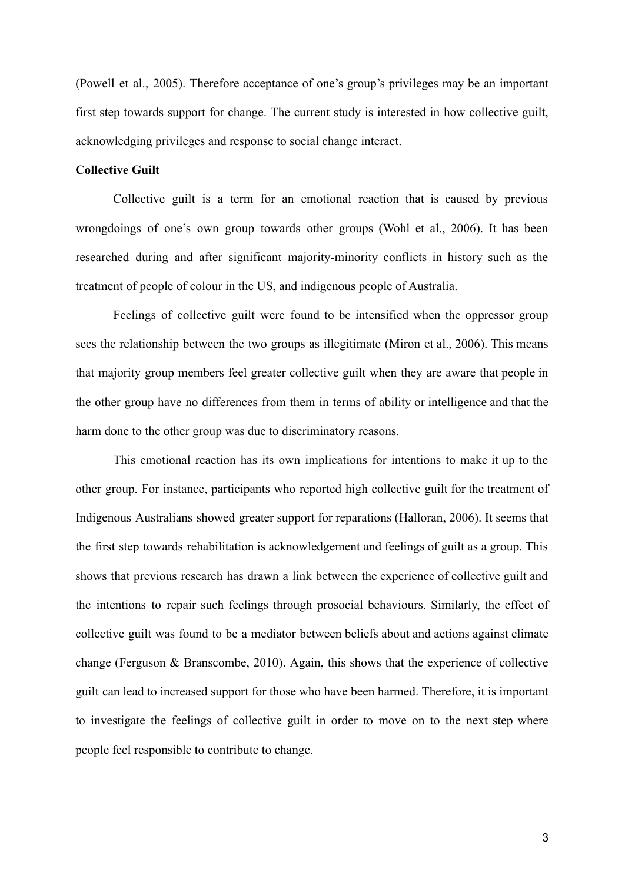(Powell et al., 2005). Therefore acceptance of one's group's privileges may be an important first step towards support for change. The current study is interested in how collective guilt, acknowledging privileges and response to social change interact.

**Collective Guilt**

Collective guilt is a term for an emotional reaction that is caused by previous wrongdoings of one's own group towards other groups (Wohl et al., 2006). It has been researched during and after significant majority-minority conflicts in history such as the treatment of people of colour in the US, and indigenous people of Australia.

Feelings of collective guilt were found to be intensified when the oppressor group sees the relationship between the two groups as illegitimate (Miron et al., 2006). This means that majority group members feel greater collective guilt when they are aware that people in the other group have no differences from them in terms of ability or intelligence and that the harm done to the other group was due to discriminatory reasons.

This emotional reaction has its own implications for intentions to make it up to the other group. For instance, participants who reported high collective guilt for the treatment of Indigenous Australians showed greater support for reparations (Halloran, 2006). It seems that the first step towards rehabilitation is acknowledgement and feelings of guilt as a group. This shows that previous research has drawn a link between the experience of collective guilt and the intentions to repair such feelings through prosocial behaviours. Similarly, the effect of collective guilt was found to be a mediator between beliefs about and actions against climate change (Ferguson & Branscombe, 2010). Again, this shows that the experience of collective guilt can lead to increased support for those who have been harmed. Therefore, it is important to investigate the feelings of collective guilt in order to move on to the next step where people feel responsible to contribute to change.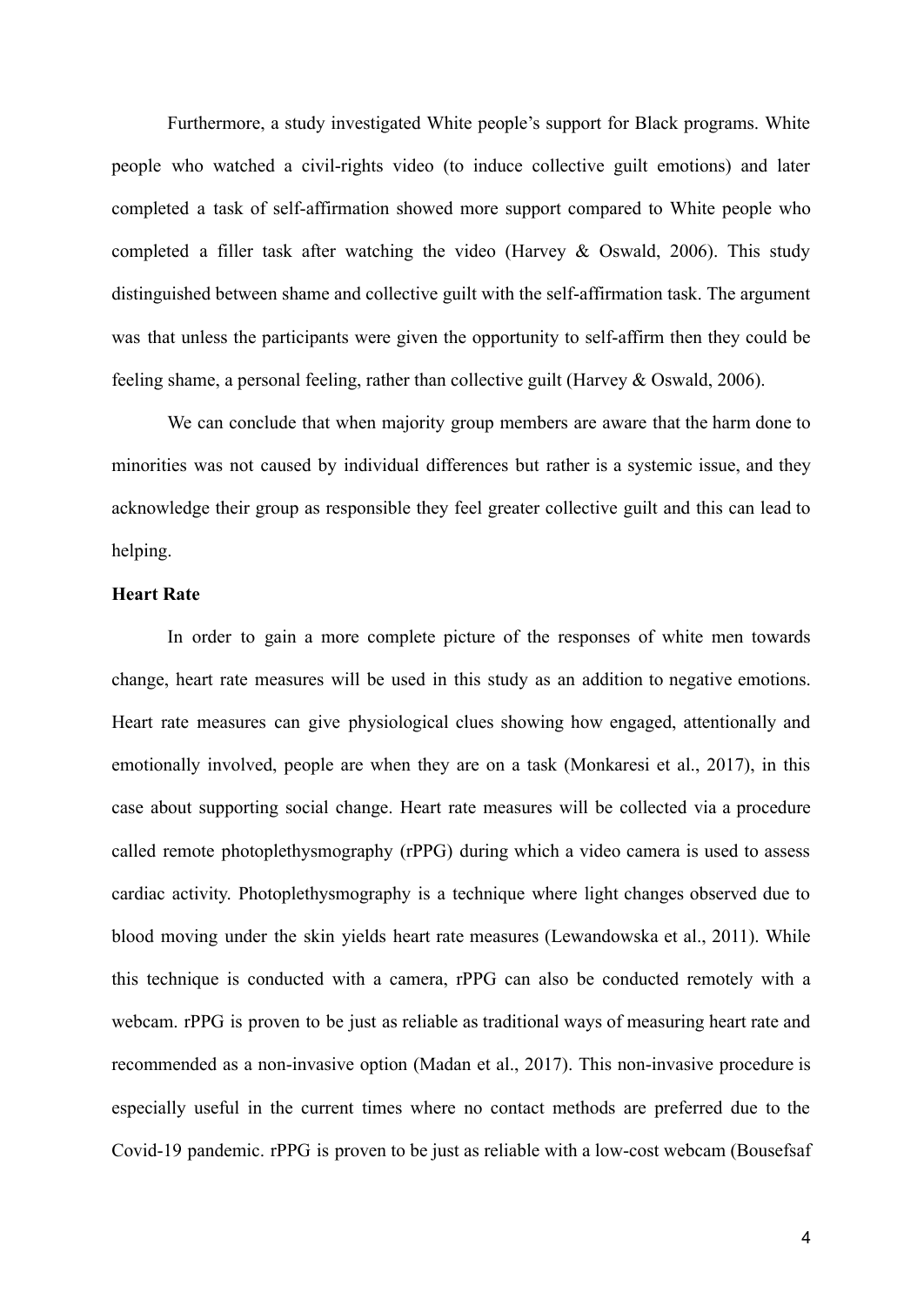Furthermore, a study investigated White people's support for Black programs. White people who watched a civil-rights video (to induce collective guilt emotions) and later completed a task of self-affirmation showed more support compared to White people who completed a filler task after watching the video (Harvey & Oswald, 2006). This study distinguished between shame and collective guilt with the self-affirmation task. The argument was that unless the participants were given the opportunity to self-affirm then they could be feeling shame, a personal feeling, rather than collective guilt (Harvey & Oswald, 2006).

We can conclude that when majority group members are aware that the harm done to minorities was not caused by individual differences but rather is a systemic issue, and they acknowledge their group as responsible they feel greater collective guilt and this can lead to helping.

**Heart Rate**

In order to gain a more complete picture of the responses of white men towards change, heart rate measures will be used in this study as an addition to negative emotions. Heart rate measures can give physiological clues showing how engaged, attentionally and emotionally involved, people are when they are on a task (Monkaresi et al., 2017), in this case about supporting social change. Heart rate measures will be collected via a procedure called remote photoplethysmography (rPPG) during which a video camera is used to assess cardiac activity. Photoplethysmography is a technique where light changes observed due to blood moving under the skin yields heart rate measures (Lewandowska et al., 2011). While this technique is conducted with a camera, rPPG can also be conducted remotely with a webcam. rPPG is proven to be just as reliable as traditional ways of measuring heart rate and recommended as a non-invasive option (Madan et al., 2017). This non-invasive procedure is especially useful in the current times where no contact methods are preferred due to the Covid-19 pandemic. rPPG is proven to be just as reliable with a low-cost webcam (Bousefsaf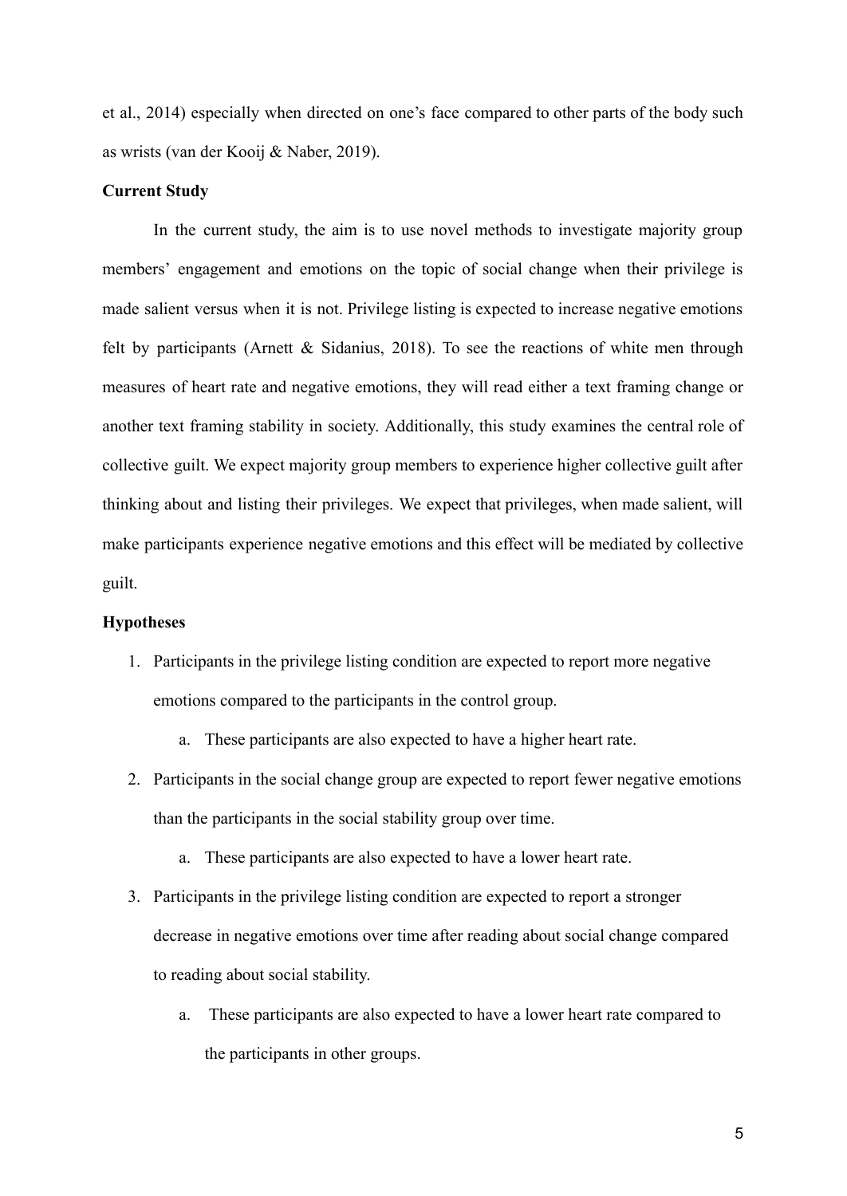et al., 2014) especially when directed on one's face compared to other parts of the body such as wrists (van der Kooij & Naber, 2019).

**Current Study**

In the current study, the aim is to use novel methods to investigate majority group members' engagement and emotions on the topic of social change when their privilege is made salient versus when it is not. Privilege listing is expected to increase negative emotions felt by participants (Arnett & Sidanius, 2018). To see the reactions of white men through measures of heart rate and negative emotions, they will read either a text framing change or another text framing stability in society. Additionally, this study examines the central role of collective guilt. We expect majority group members to experience higher collective guilt after thinking about and listing their privileges. We expect that privileges, when made salient, will make participants experience negative emotions and this effect will be mediated by collective guilt.

**Hypotheses**

1. Participants in the privilege listing condition are expected to report more negative emotions compared to the participants in the control group.
   a. These participants are also expected to have a higher heart rate.
2. Participants in the social change group are expected to report fewer negative emotions than the participants in the social stability group over time.
   a. These participants are also expected to have a lower heart rate.
3. Participants in the privilege listing condition are expected to report a stronger decrease in negative emotions over time after reading about social change compared to reading about social stability.
   a. These participants are also expected to have a lower heart rate compared to the participants in other groups.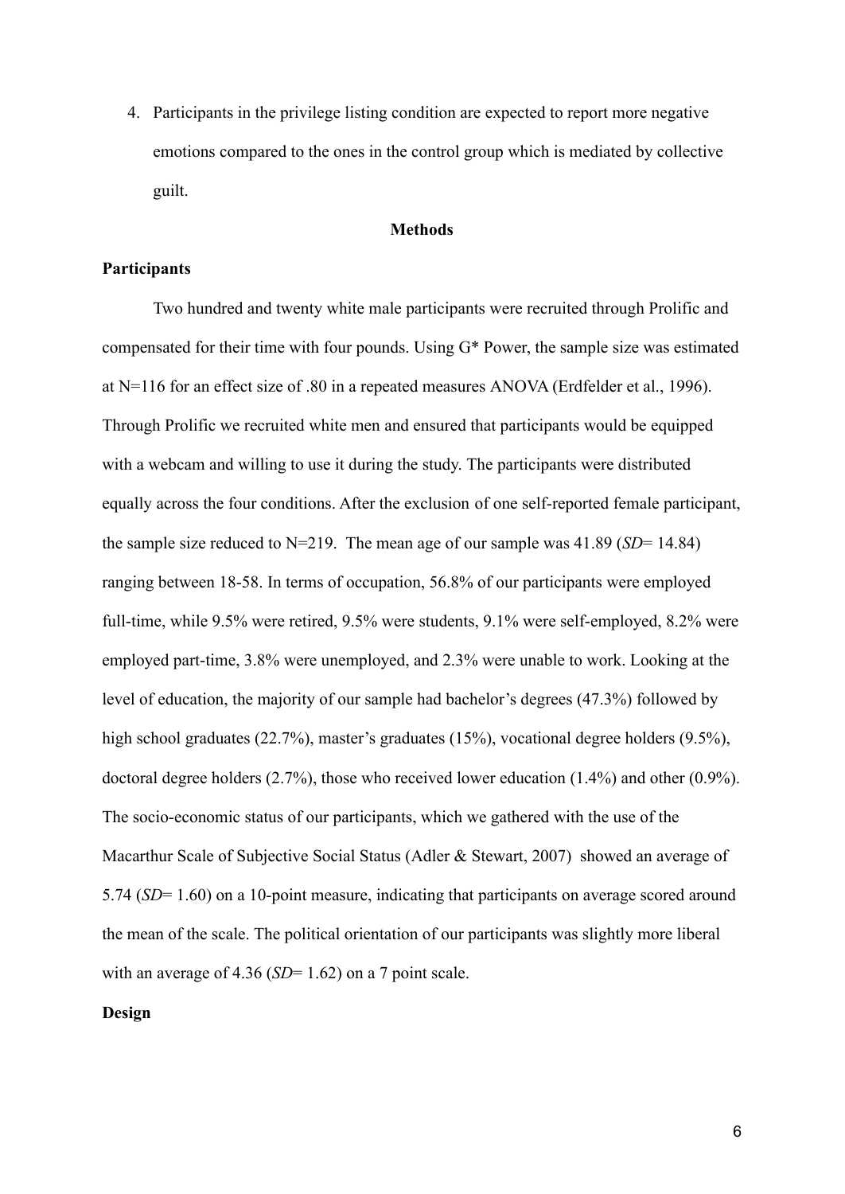4. Participants in the privilege listing condition are expected to report more negative emotions compared to the ones in the control group which is mediated by collective guilt.

## Methods

### Participants

Two hundred and twenty white male participants were recruited through Prolific and compensated for their time with four pounds. Using G* Power, the sample size was estimated at N=116 for an effect size of .80 in a repeated measures ANOVA (Erdfelder et al., 1996). Through Prolific we recruited white men and ensured that participants would be equipped with a webcam and willing to use it during the study. The participants were distributed equally across the four conditions. After the exclusion of one self-reported female participant, the sample size reduced to N=219. The mean age of our sample was 41.89 (*SD*= 14.84) ranging between 18-58. In terms of occupation, 56.8% of our participants were employed full-time, while 9.5% were retired, 9.5% were students, 9.1% were self-employed, 8.2% were employed part-time, 3.8% were unemployed, and 2.3% were unable to work. Looking at the level of education, the majority of our sample had bachelor's degrees (47.3%) followed by high school graduates (22.7%), master's graduates (15%), vocational degree holders (9.5%), doctoral degree holders (2.7%), those who received lower education (1.4%) and other (0.9%). The socio-economic status of our participants, which we gathered with the use of the Macarthur Scale of Subjective Social Status (Adler & Stewart, 2007) showed an average of 5.74 (*SD*= 1.60) on a 10-point measure, indicating that participants on average scored around the mean of the scale. The political orientation of our participants was slightly more liberal with an average of 4.36 (*SD*= 1.62) on a 7 point scale.

### Design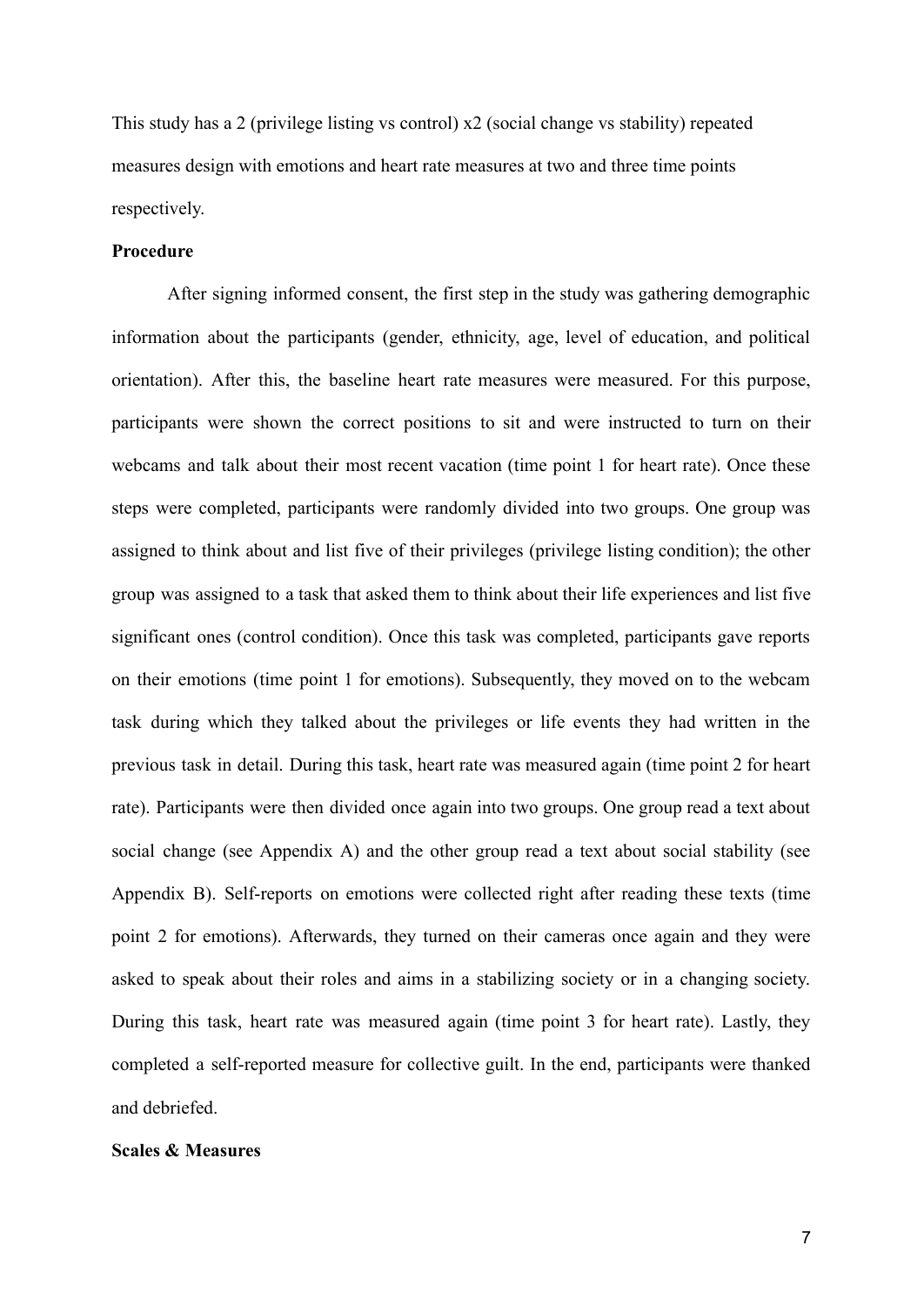This study has a 2 (privilege listing vs control) x2 (social change vs stability) repeated measures design with emotions and heart rate measures at two and three time points respectively.

**Procedure**

After signing informed consent, the first step in the study was gathering demographic information about the participants (gender, ethnicity, age, level of education, and political orientation). After this, the baseline heart rate measures were measured. For this purpose, participants were shown the correct positions to sit and were instructed to turn on their webcams and talk about their most recent vacation (time point 1 for heart rate). Once these steps were completed, participants were randomly divided into two groups. One group was assigned to think about and list five of their privileges (privilege listing condition); the other group was assigned to a task that asked them to think about their life experiences and list five significant ones (control condition). Once this task was completed, participants gave reports on their emotions (time point 1 for emotions). Subsequently, they moved on to the webcam task during which they talked about the privileges or life events they had written in the previous task in detail. During this task, heart rate was measured again (time point 2 for heart rate). Participants were then divided once again into two groups. One group read a text about social change (see Appendix A) and the other group read a text about social stability (see Appendix B). Self-reports on emotions were collected right after reading these texts (time point 2 for emotions). Afterwards, they turned on their cameras once again and they were asked to speak about their roles and aims in a stabilizing society or in a changing society. During this task, heart rate was measured again (time point 3 for heart rate). Lastly, they completed a self-reported measure for collective guilt. In the end, participants were thanked and debriefed.

**Scales & Measures**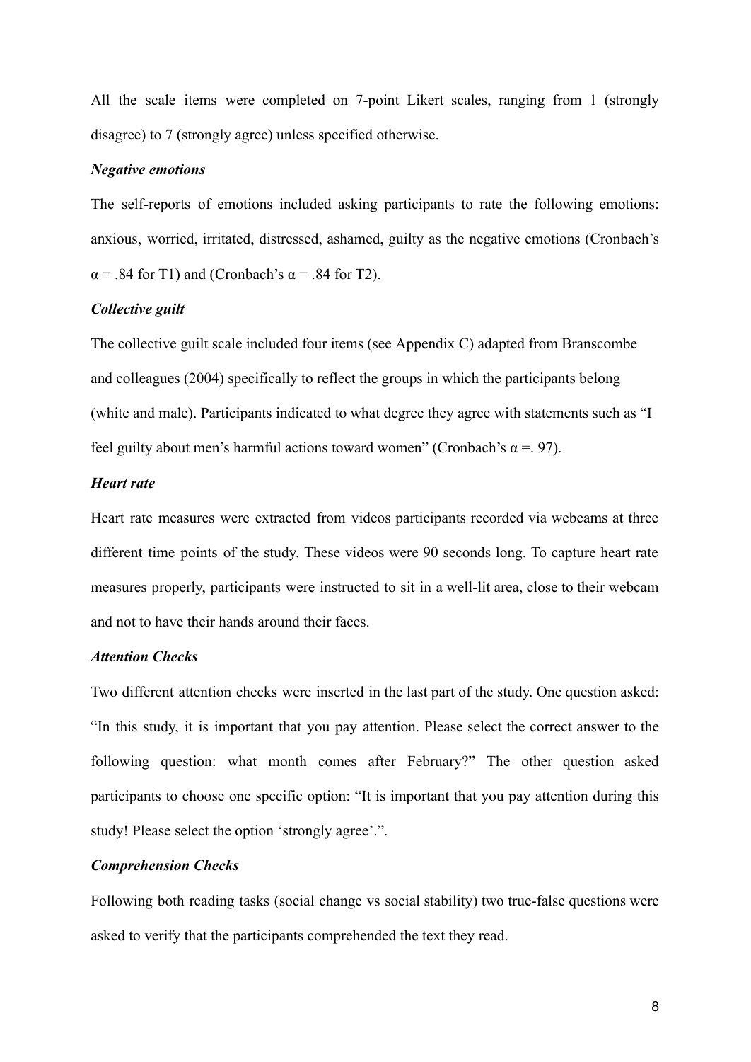All the scale items were completed on 7-point Likert scales, ranging from 1 (strongly disagree) to 7 (strongly agree) unless specified otherwise.

***Negative emotions***

The self-reports of emotions included asking participants to rate the following emotions: anxious, worried, irritated, distressed, ashamed, guilty as the negative emotions (Cronbach's $\alpha = .84$ for T1) and (Cronbach's $\alpha = .84$ for T2).

***Collective guilt***

The collective guilt scale included four items (see Appendix C) adapted from Branscombe and colleagues (2004) specifically to reflect the groups in which the participants belong (white and male). Participants indicated to what degree they agree with statements such as "I feel guilty about men's harmful actions toward women" (Cronbach's $\alpha =. 97$).

***Heart rate***

Heart rate measures were extracted from videos participants recorded via webcams at three different time points of the study. These videos were 90 seconds long. To capture heart rate measures properly, participants were instructed to sit in a well-lit area, close to their webcam and not to have their hands around their faces.

***Attention Checks***

Two different attention checks were inserted in the last part of the study. One question asked: "In this study, it is important that you pay attention. Please select the correct answer to the following question: what month comes after February?" The other question asked participants to choose one specific option: "It is important that you pay attention during this study! Please select the option 'strongly agree'.".

***Comprehension Checks***

Following both reading tasks (social change vs social stability) two true-false questions were asked to verify that the participants comprehended the text they read.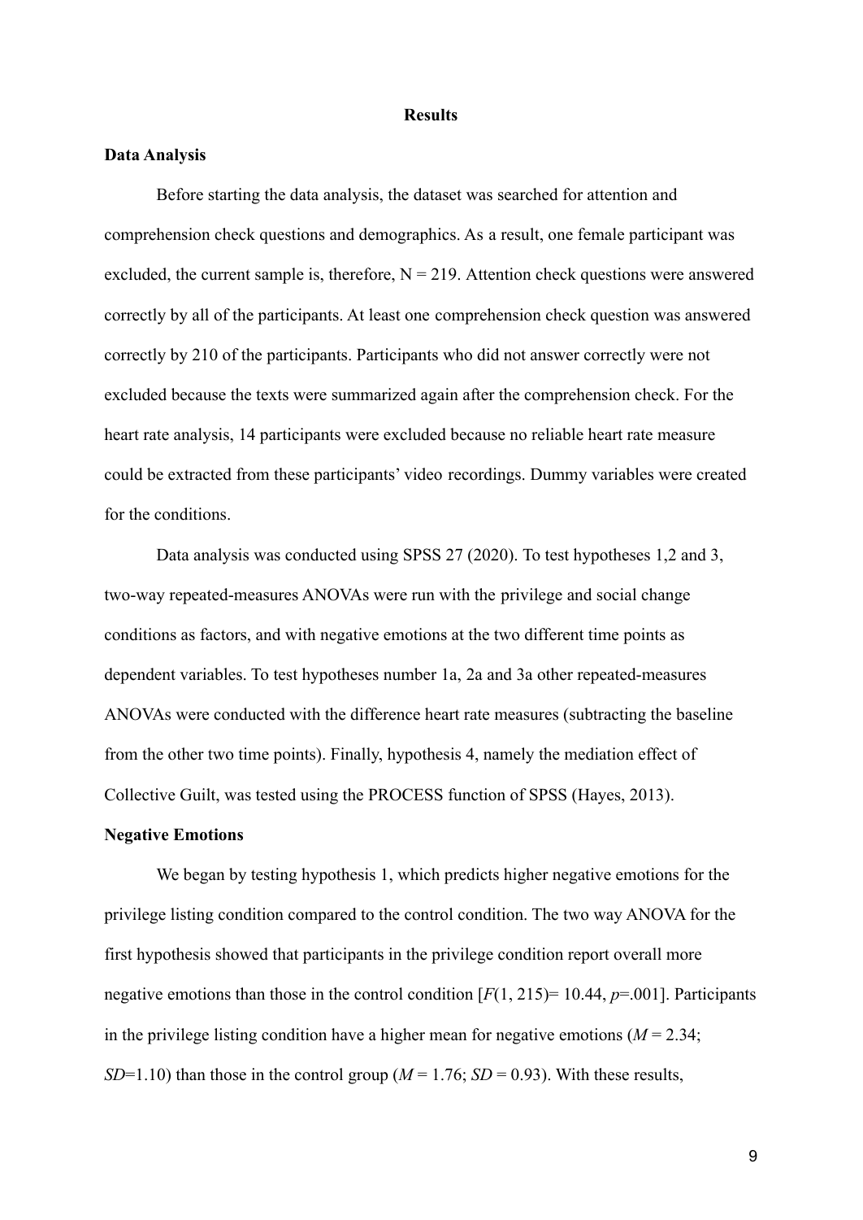## Results

### Data Analysis

Before starting the data analysis, the dataset was searched for attention and comprehension check questions and demographics. As a result, one female participant was excluded, the current sample is, therefore, $N = 219$. Attention check questions were answered correctly by all of the participants. At least one comprehension check question was answered correctly by 210 of the participants. Participants who did not answer correctly were not excluded because the texts were summarized again after the comprehension check. For the heart rate analysis, 14 participants were excluded because no reliable heart rate measure could be extracted from these participants' video recordings. Dummy variables were created for the conditions.

Data analysis was conducted using SPSS 27 (2020). To test hypotheses 1,2 and 3, two-way repeated-measures ANOVAs were run with the privilege and social change conditions as factors, and with negative emotions at the two different time points as dependent variables. To test hypotheses number 1a, 2a and 3a other repeated-measures ANOVAs were conducted with the difference heart rate measures (subtracting the baseline from the other two time points). Finally, hypothesis 4, namely the mediation effect of Collective Guilt, was tested using the PROCESS function of SPSS (Hayes, 2013).

### Negative Emotions

We began by testing hypothesis 1, which predicts higher negative emotions for the privilege listing condition compared to the control condition. The two way ANOVA for the first hypothesis showed that participants in the privilege condition report overall more negative emotions than those in the control condition [$F(1, 215) = 10.44$, $p = .001$]. Participants in the privilege listing condition have a higher mean for negative emotions ($M = 2.34$; $SD = 1.10$) than those in the control group ($M = 1.76$; $SD = 0.93$). With these results,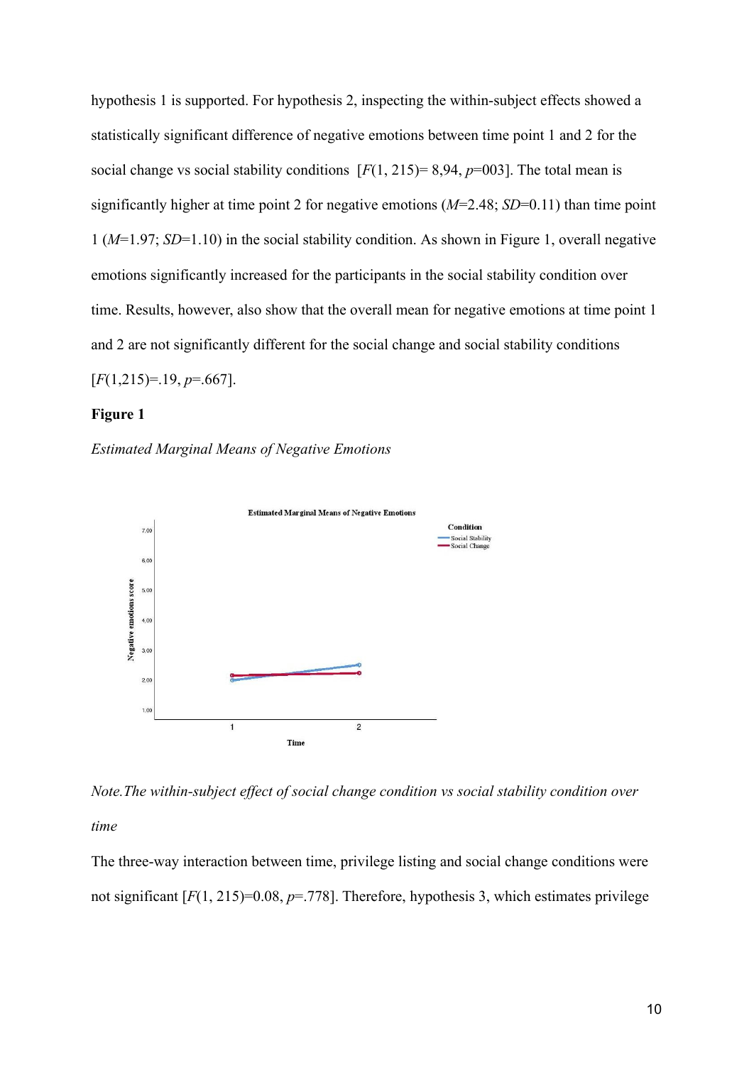hypothesis 1 is supported. For hypothesis 2, inspecting the within-subject effects showed a statistically significant difference of negative emotions between time point 1 and 2 for the social change vs social stability conditions [$F$(1, 215)= 8,94, $p$=003]. The total mean is significantly higher at time point 2 for negative emotions ($M$=2.48; $SD$=0.11) than time point 1 ($M$=1.97; $SD$=1.10) in the social stability condition. As shown in Figure 1, overall negative emotions significantly increased for the participants in the social stability condition over time. Results, however, also show that the overall mean for negative emotions at time point 1 and 2 are not significantly different for the social change and social stability conditions [$F$(1,215)=.19, $p$=.667].

**Figure 1**

*Estimated Marginal Means of Negative Emotions*

Estimated Marginal Means of Negative Emotions

Condition
Social Stability
Social Change

Negative emotions score

7.00
6.00
5.00
4.00
3.00
2.00
1.00

1
2

Time

*Note.The within-subject effect of social change condition vs social stability condition over time*

The three-way interaction between time, privilege listing and social change conditions were not significant [$F$(1, 215)=0.08, $p$=.778]. Therefore, hypothesis 3, which estimates privilege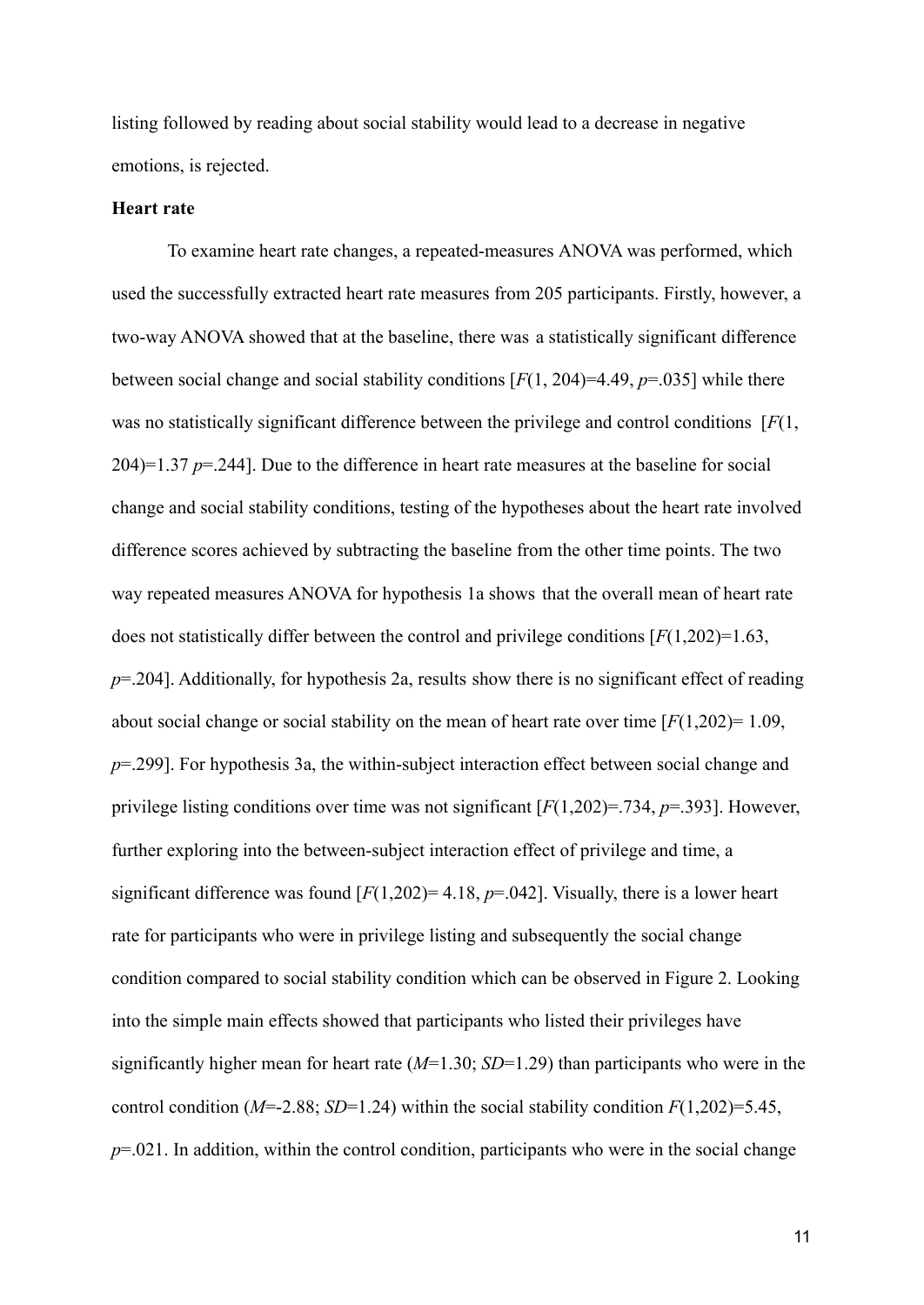listing followed by reading about social stability would lead to a decrease in negative emotions, is rejected.

**Heart rate**

To examine heart rate changes, a repeated-measures ANOVA was performed, which used the successfully extracted heart rate measures from 205 participants. Firstly, however, a two-way ANOVA showed that at the baseline, there was a statistically significant difference between social change and social stability conditions [$F(1, 204)=4.49$, $p=.035$] while there was no statistically significant difference between the privilege and control conditions [$F(1, 204)=1.37$ $p=.244$]. Due to the difference in heart rate measures at the baseline for social change and social stability conditions, testing of the hypotheses about the heart rate involved difference scores achieved by subtracting the baseline from the other time points. The two way repeated measures ANOVA for hypothesis 1a shows that the overall mean of heart rate does not statistically differ between the control and privilege conditions [$F(1,202)=1.63$, $p=.204$]. Additionally, for hypothesis 2a, results show there is no significant effect of reading about social change or social stability on the mean of heart rate over time [$F(1,202)= 1.09$, $p=.299$]. For hypothesis 3a, the within-subject interaction effect between social change and privilege listing conditions over time was not significant [$F(1,202)=.734$, $p=.393$]. However, further exploring into the between-subject interaction effect of privilege and time, a significant difference was found [$F(1,202)= 4.18$, $p=.042$]. Visually, there is a lower heart rate for participants who were in privilege listing and subsequently the social change condition compared to social stability condition which can be observed in Figure 2. Looking into the simple main effects showed that participants who listed their privileges have significantly higher mean for heart rate ($M=1.30$; $SD=1.29$) than participants who were in the control condition ($M=-2.88$; $SD=1.24$) within the social stability condition $F(1,202)=5.45$, $p=.021$. In addition, within the control condition, participants who were in the social change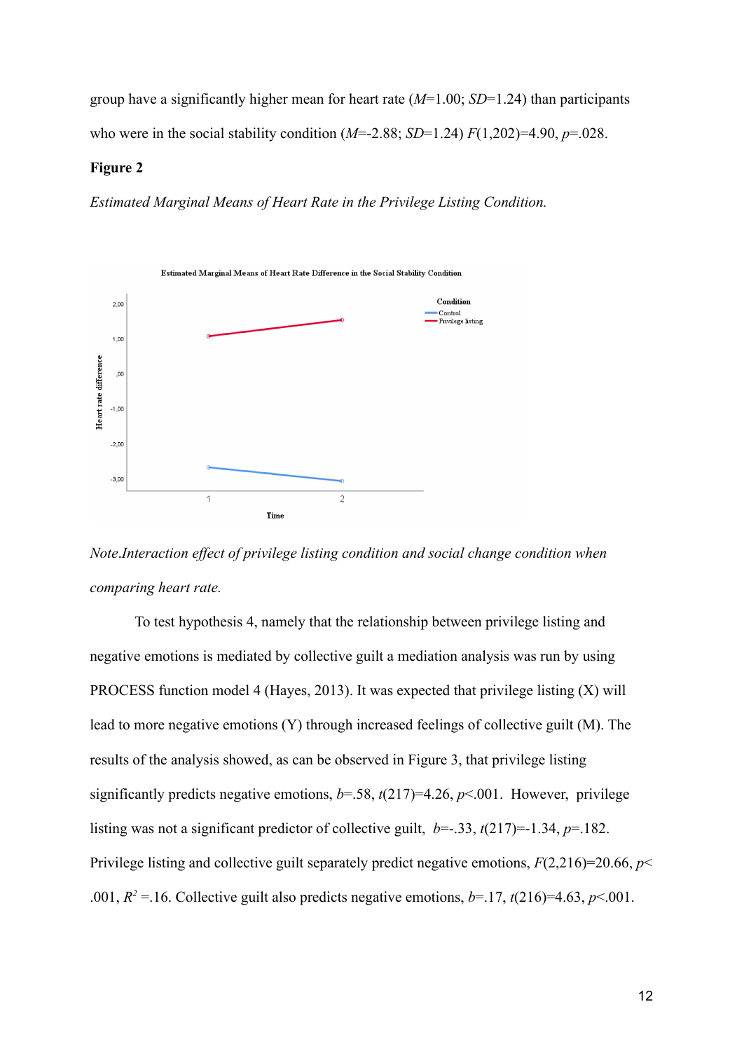group have a significantly higher mean for heart rate (*M*=1.00; *SD*=1.24) than participants who were in the social stability condition (*M*=-2.88; *SD*=1.24) $F(1,202)=4.90$, $p=.028$.

**Figure 2**

*Estimated Marginal Means of Heart Rate in the Privilege Listing Condition.*

Estimated Marginal Means of Heart Rate Difference in the Social Stability Condition

Condition
Control
Privilege listing

Heart rate difference

2,00
1,00
,00
-1,00
-2,00
-3,00

1
2

Time

*Note.Interaction effect of privilege listing condition and social change condition when comparing heart rate.*

To test hypothesis 4, namely that the relationship between privilege listing and negative emotions is mediated by collective guilt a mediation analysis was run by using PROCESS function model 4 (Hayes, 2013). It was expected that privilege listing (X) will lead to more negative emotions (Y) through increased feelings of collective guilt (M). The results of the analysis showed, as can be observed in Figure 3, that privilege listing significantly predicts negative emotions, $b=.58$, $t(217)=4.26$, $p<.001$. However, privilege listing was not a significant predictor of collective guilt, $b=-.33$, $t(217)=-1.34$, $p=.182$. Privilege listing and collective guilt separately predict negative emotions, $F(2,216)=20.66$, $p<.001$, $R^2=.16$. Collective guilt also predicts negative emotions, $b=.17$, $t(216)=4.63$, $p<.001$.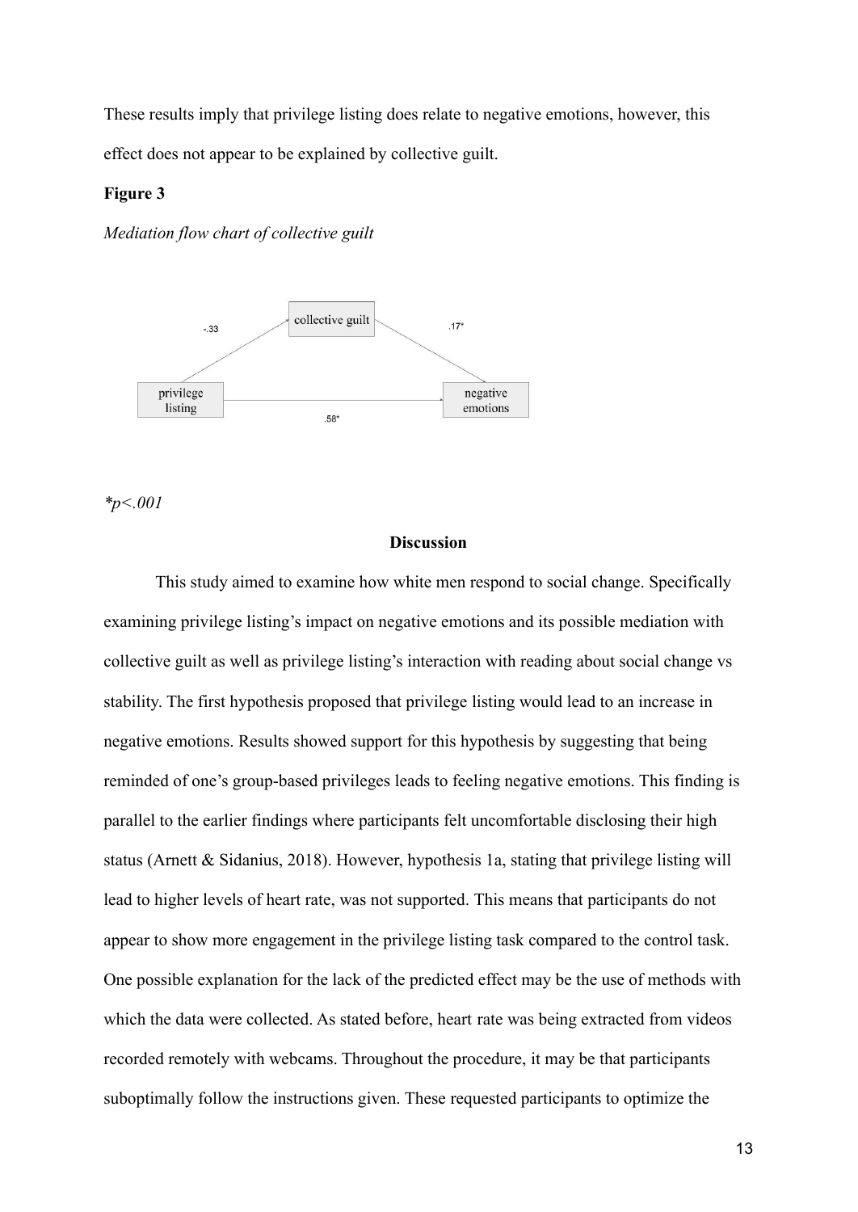These results imply that privilege listing does relate to negative emotions, however, this effect does not appear to be explained by collective guilt.

**Figure 3**

*Mediation flow chart of collective guilt*

collective guilt

-.33

.17*

privilege listing

negative emotions

.58*

*$*p<.001$*

## Discussion

This study aimed to examine how white men respond to social change. Specifically examining privilege listing's impact on negative emotions and its possible mediation with collective guilt as well as privilege listing's interaction with reading about social change vs stability. The first hypothesis proposed that privilege listing would lead to an increase in negative emotions. Results showed support for this hypothesis by suggesting that being reminded of one's group-based privileges leads to feeling negative emotions. This finding is parallel to the earlier findings where participants felt uncomfortable disclosing their high status (Arnett & Sidanius, 2018). However, hypothesis 1a, stating that privilege listing will lead to higher levels of heart rate, was not supported. This means that participants do not appear to show more engagement in the privilege listing task compared to the control task. One possible explanation for the lack of the predicted effect may be the use of methods with which the data were collected. As stated before, heart rate was being extracted from videos recorded remotely with webcams. Throughout the procedure, it may be that participants suboptimally follow the instructions given. These requested participants to optimize the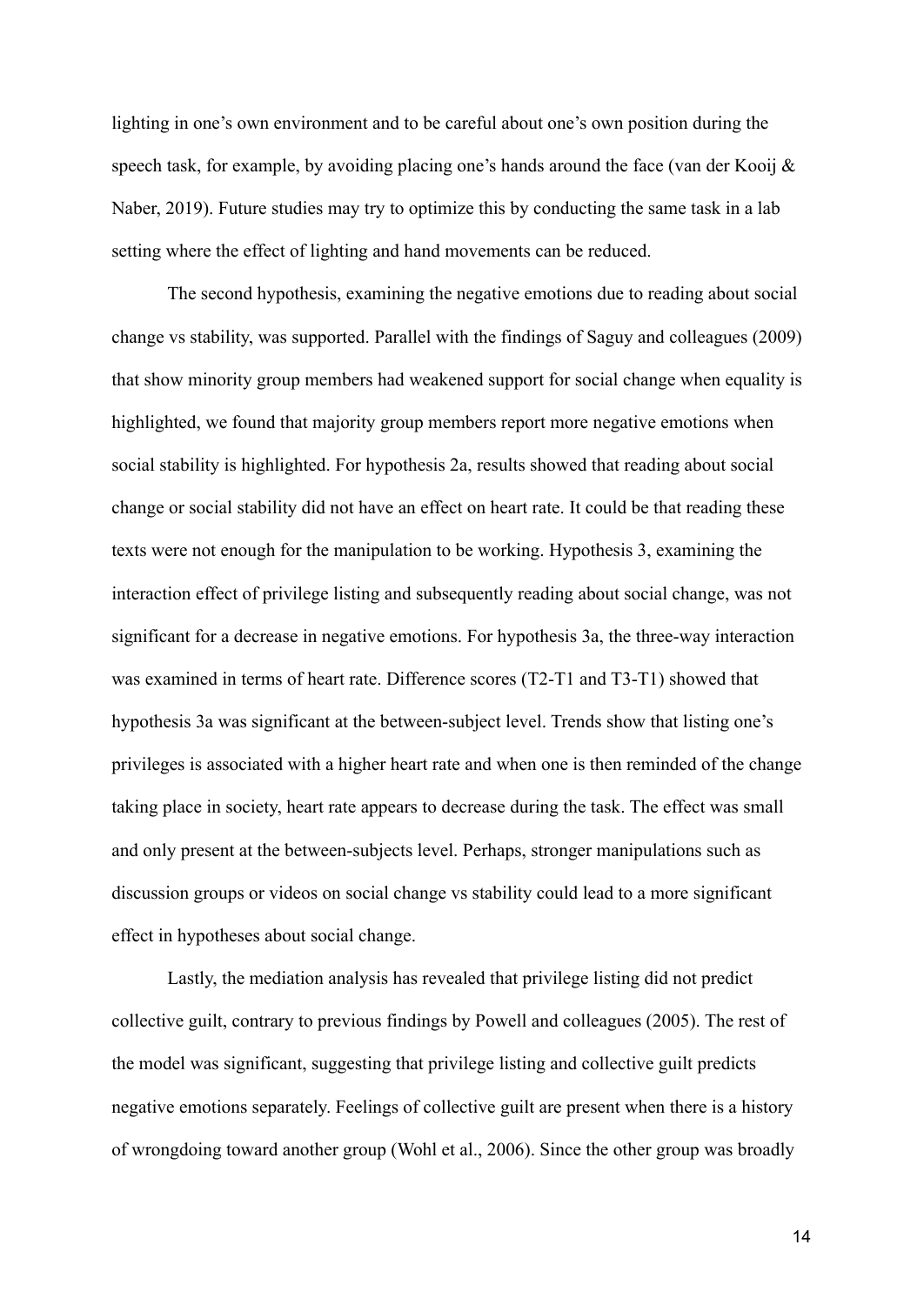lighting in one's own environment and to be careful about one's own position during the speech task, for example, by avoiding placing one's hands around the face (van der Kooij & Naber, 2019). Future studies may try to optimize this by conducting the same task in a lab setting where the effect of lighting and hand movements can be reduced.

The second hypothesis, examining the negative emotions due to reading about social change vs stability, was supported. Parallel with the findings of Saguy and colleagues (2009) that show minority group members had weakened support for social change when equality is highlighted, we found that majority group members report more negative emotions when social stability is highlighted. For hypothesis 2a, results showed that reading about social change or social stability did not have an effect on heart rate. It could be that reading these texts were not enough for the manipulation to be working. Hypothesis 3, examining the interaction effect of privilege listing and subsequently reading about social change, was not significant for a decrease in negative emotions. For hypothesis 3a, the three-way interaction was examined in terms of heart rate. Difference scores (T2-T1 and T3-T1) showed that hypothesis 3a was significant at the between-subject level. Trends show that listing one's privileges is associated with a higher heart rate and when one is then reminded of the change taking place in society, heart rate appears to decrease during the task. The effect was small and only present at the between-subjects level. Perhaps, stronger manipulations such as discussion groups or videos on social change vs stability could lead to a more significant effect in hypotheses about social change.

Lastly, the mediation analysis has revealed that privilege listing did not predict collective guilt, contrary to previous findings by Powell and colleagues (2005). The rest of the model was significant, suggesting that privilege listing and collective guilt predicts negative emotions separately. Feelings of collective guilt are present when there is a history of wrongdoing toward another group (Wohl et al., 2006). Since the other group was broadly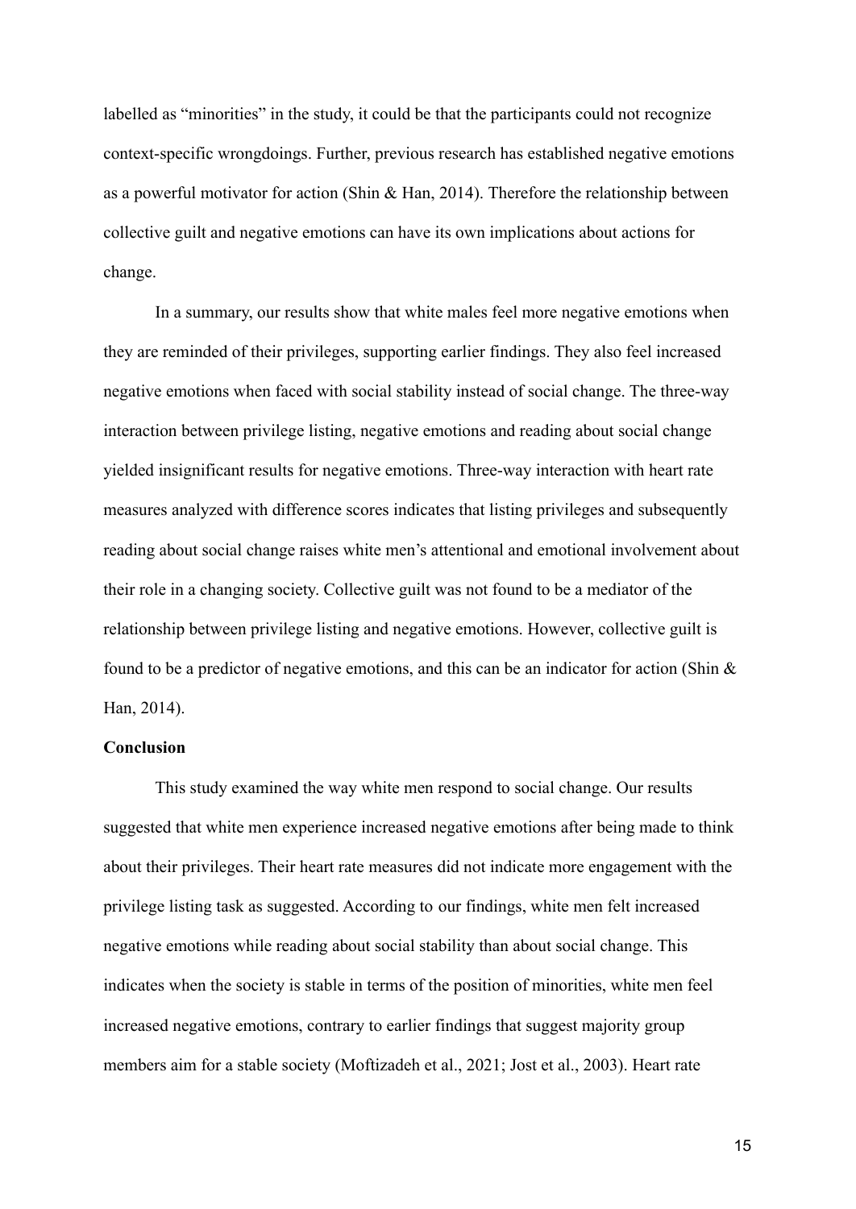labelled as "minorities" in the study, it could be that the participants could not recognize context-specific wrongdoings. Further, previous research has established negative emotions as a powerful motivator for action (Shin & Han, 2014). Therefore the relationship between collective guilt and negative emotions can have its own implications about actions for change.

In a summary, our results show that white males feel more negative emotions when they are reminded of their privileges, supporting earlier findings. They also feel increased negative emotions when faced with social stability instead of social change. The three-way interaction between privilege listing, negative emotions and reading about social change yielded insignificant results for negative emotions. Three-way interaction with heart rate measures analyzed with difference scores indicates that listing privileges and subsequently reading about social change raises white men's attentional and emotional involvement about their role in a changing society. Collective guilt was not found to be a mediator of the relationship between privilege listing and negative emotions. However, collective guilt is found to be a predictor of negative emotions, and this can be an indicator for action (Shin & Han, 2014).

**Conclusion**

This study examined the way white men respond to social change. Our results suggested that white men experience increased negative emotions after being made to think about their privileges. Their heart rate measures did not indicate more engagement with the privilege listing task as suggested. According to our findings, white men felt increased negative emotions while reading about social stability than about social change. This indicates when the society is stable in terms of the position of minorities, white men feel increased negative emotions, contrary to earlier findings that suggest majority group members aim for a stable society (Moftizadeh et al., 2021; Jost et al., 2003). Heart rate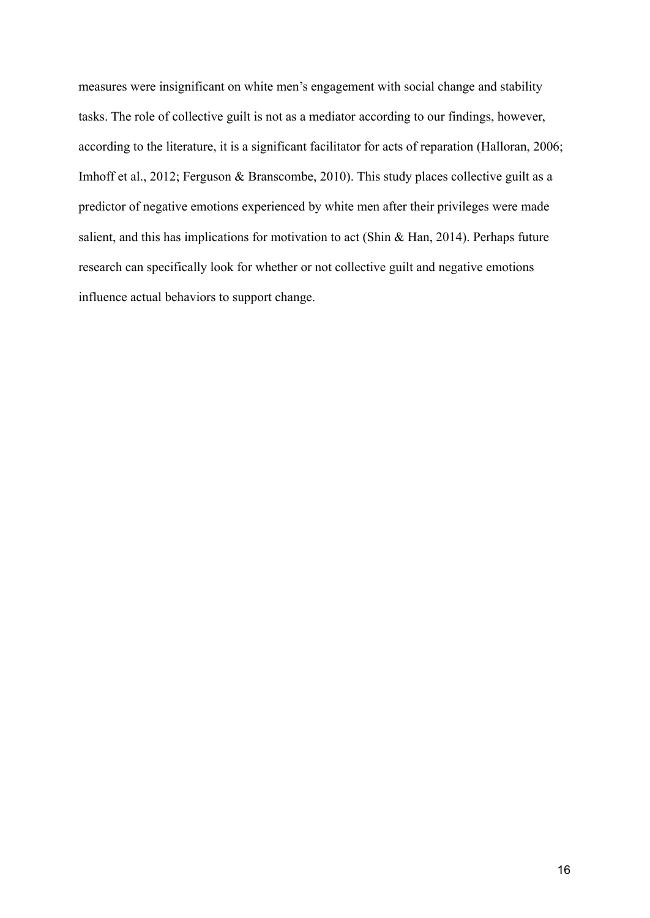measures were insignificant on white men's engagement with social change and stability tasks. The role of collective guilt is not as a mediator according to our findings, however, according to the literature, it is a significant facilitator for acts of reparation (Halloran, 2006; Imhoff et al., 2012; Ferguson & Branscombe, 2010). This study places collective guilt as a predictor of negative emotions experienced by white men after their privileges were made salient, and this has implications for motivation to act (Shin & Han, 2014). Perhaps future research can specifically look for whether or not collective guilt and negative emotions influence actual behaviors to support change.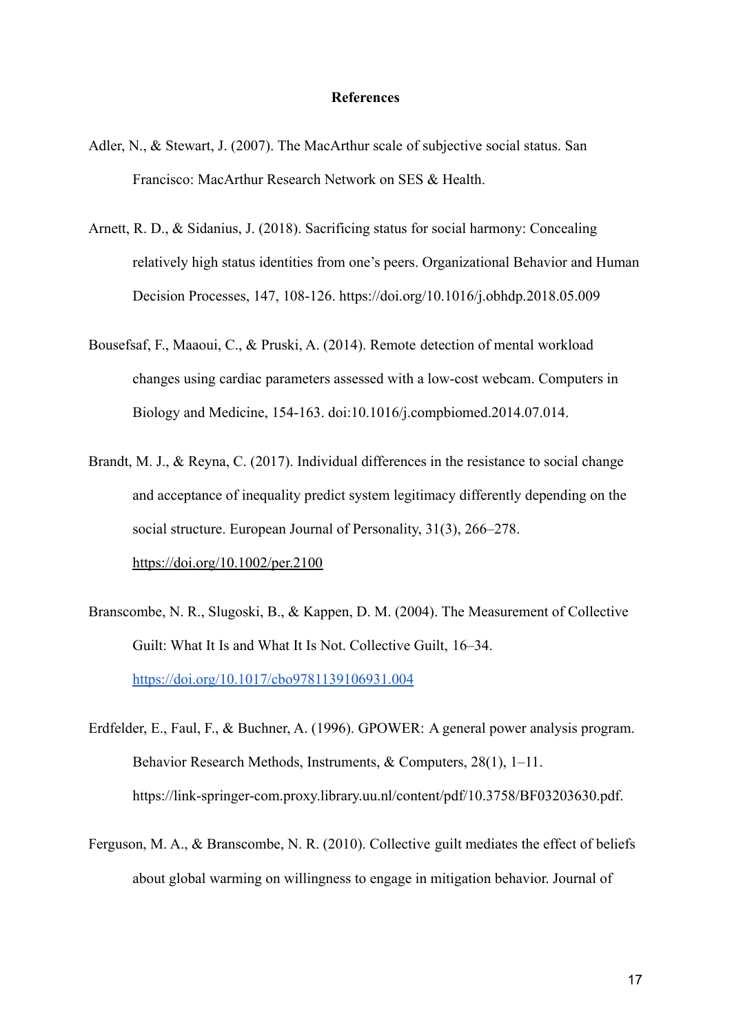# References

Adler, N., & Stewart, J. (2007). The MacArthur scale of subjective social status. San Francisco: MacArthur Research Network on SES & Health.

Arnett, R. D., & Sidanius, J. (2018). Sacrificing status for social harmony: Concealing relatively high status identities from one's peers. Organizational Behavior and Human Decision Processes, 147, 108-126. https://doi.org/10.1016/j.obhdp.2018.05.009

Bousefsaf, F., Maaoui, C., & Pruski, A. (2014). Remote detection of mental workload changes using cardiac parameters assessed with a low-cost webcam. Computers in Biology and Medicine, 154-163. doi:10.1016/j.compbiomed.2014.07.014.

Brandt, M. J., & Reyna, C. (2017). Individual differences in the resistance to social change and acceptance of inequality predict system legitimacy differently depending on the social structure. European Journal of Personality, 31(3), 266–278. https://doi.org/10.1002/per.2100

Branscombe, N. R., Slugoski, B., & Kappen, D. M. (2004). The Measurement of Collective Guilt: What It Is and What It Is Not. Collective Guilt, 16–34. https://doi.org/10.1017/cbo9781139106931.004

Erdfelder, E., Faul, F., & Buchner, A. (1996). GPOWER: A general power analysis program. Behavior Research Methods, Instruments, & Computers, 28(1), 1–11. https://link-springer-com.proxy.library.uu.nl/content/pdf/10.3758/BF03203630.pdf.

Ferguson, M. A., & Branscombe, N. R. (2010). Collective guilt mediates the effect of beliefs about global warming on willingness to engage in mitigation behavior. Journal of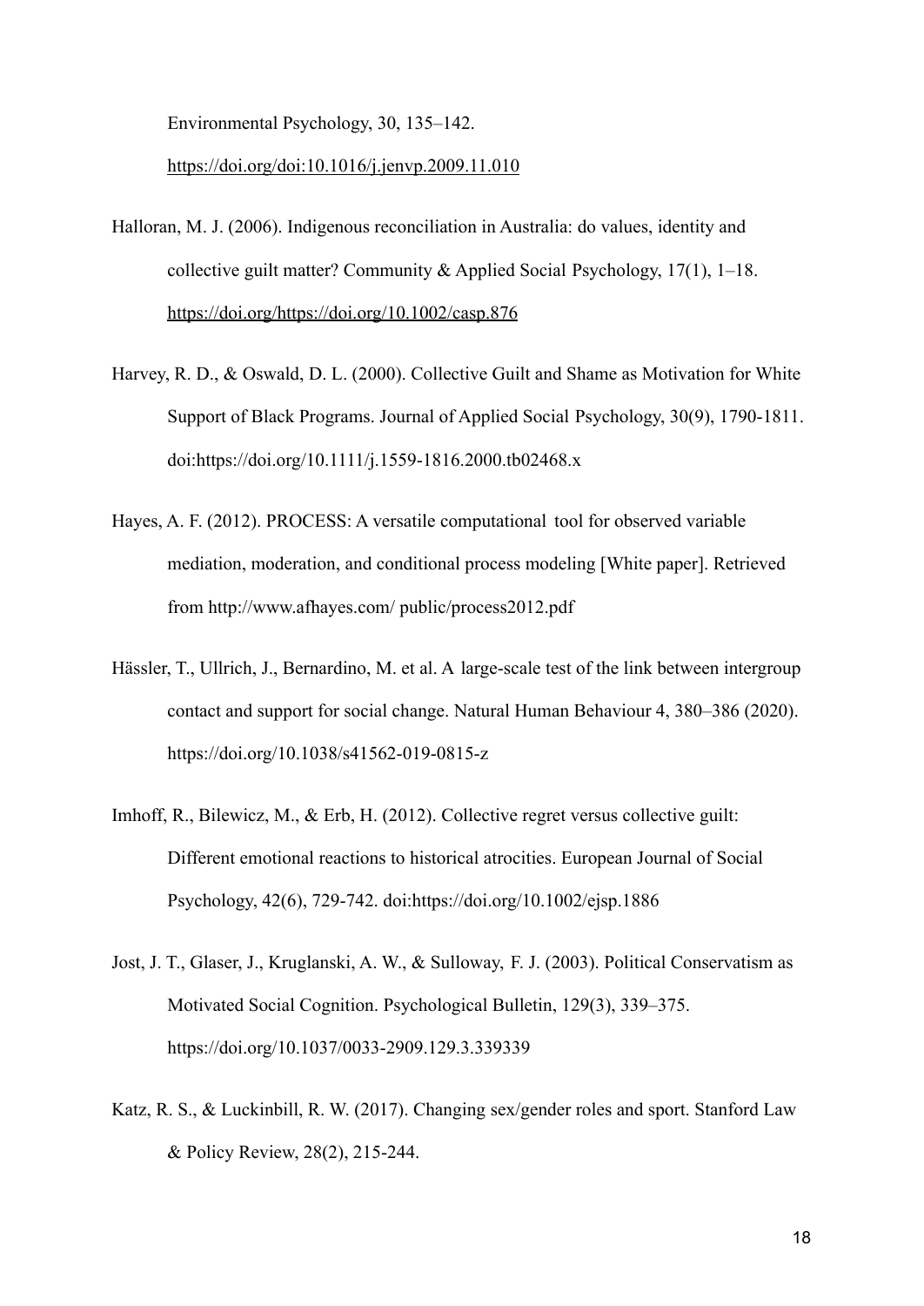Environmental Psychology, 30, 135–142. https://doi.org/doi:10.1016/j.jenvp.2009.11.010

Halloran, M. J. (2006). Indigenous reconciliation in Australia: do values, identity and collective guilt matter? Community & Applied Social Psychology, 17(1), 1–18. https://doi.org/https://doi.org/10.1002/casp.876

Harvey, R. D., & Oswald, D. L. (2000). Collective Guilt and Shame as Motivation for White Support of Black Programs. Journal of Applied Social Psychology, 30(9), 1790-1811. doi:https://doi.org/10.1111/j.1559-1816.2000.tb02468.x

Hayes, A. F. (2012). PROCESS: A versatile computational tool for observed variable mediation, moderation, and conditional process modeling [White paper]. Retrieved from http://www.afhayes.com/ public/process2012.pdf

Hässler, T., Ullrich, J., Bernardino, M. et al. A large-scale test of the link between intergroup contact and support for social change. Natural Human Behaviour 4, 380–386 (2020). https://doi.org/10.1038/s41562-019-0815-z

Imhoff, R., Bilewicz, M., & Erb, H. (2012). Collective regret versus collective guilt: Different emotional reactions to historical atrocities. European Journal of Social Psychology, 42(6), 729-742. doi:https://doi.org/10.1002/ejsp.1886

Jost, J. T., Glaser, J., Kruglanski, A. W., & Sulloway, F. J. (2003). Political Conservatism as Motivated Social Cognition. Psychological Bulletin, 129(3), 339–375. https://doi.org/10.1037/0033-2909.129.3.339339

Katz, R. S., & Luckinbill, R. W. (2017). Changing sex/gender roles and sport. Stanford Law & Policy Review, 28(2), 215-244.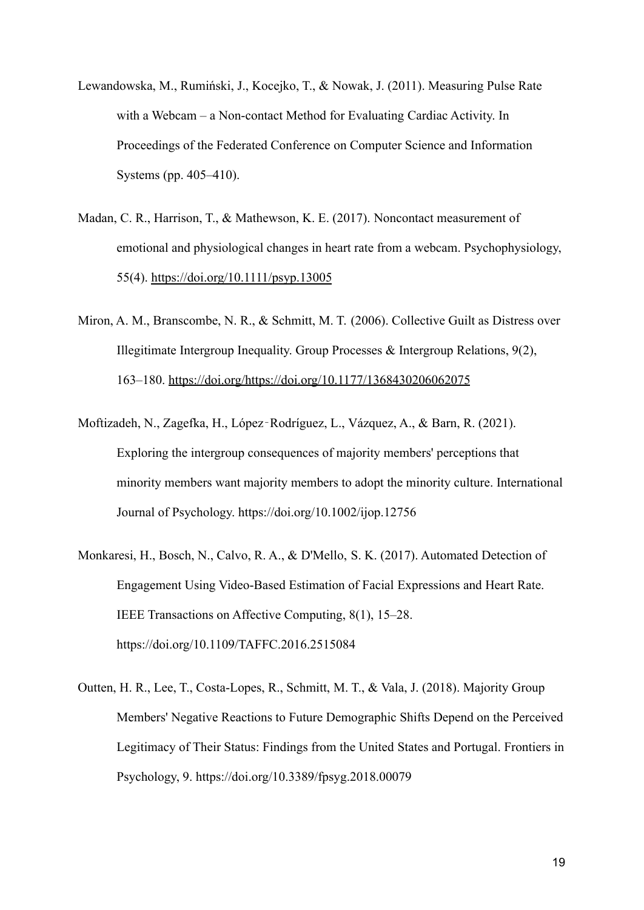Lewandowska, M., Rumiński, J., Kocejko, T., & Nowak, J. (2011). Measuring Pulse Rate with a Webcam – a Non-contact Method for Evaluating Cardiac Activity. In Proceedings of the Federated Conference on Computer Science and Information Systems (pp. 405–410).

Madan, C. R., Harrison, T., & Mathewson, K. E. (2017). Noncontact measurement of emotional and physiological changes in heart rate from a webcam. Psychophysiology, 55(4). https://doi.org/10.1111/psyp.13005

Miron, A. M., Branscombe, N. R., & Schmitt, M. T. (2006). Collective Guilt as Distress over Illegitimate Intergroup Inequality. Group Processes & Intergroup Relations, 9(2), 163–180. https://doi.org/https://doi.org/10.1177/1368430206062075

Moftizadeh, N., Zagefka, H., López‐Rodríguez, L., Vázquez, A., & Barn, R. (2021). Exploring the intergroup consequences of majority members' perceptions that minority members want majority members to adopt the minority culture. International Journal of Psychology. https://doi.org/10.1002/ijop.12756

Monkaresi, H., Bosch, N., Calvo, R. A., & D'Mello, S. K. (2017). Automated Detection of Engagement Using Video-Based Estimation of Facial Expressions and Heart Rate. IEEE Transactions on Affective Computing, 8(1), 15–28. https://doi.org/10.1109/TAFFC.2016.2515084

Outten, H. R., Lee, T., Costa-Lopes, R., Schmitt, M. T., & Vala, J. (2018). Majority Group Members' Negative Reactions to Future Demographic Shifts Depend on the Perceived Legitimacy of Their Status: Findings from the United States and Portugal. Frontiers in Psychology, 9. https://doi.org/10.3389/fpsyg.2018.00079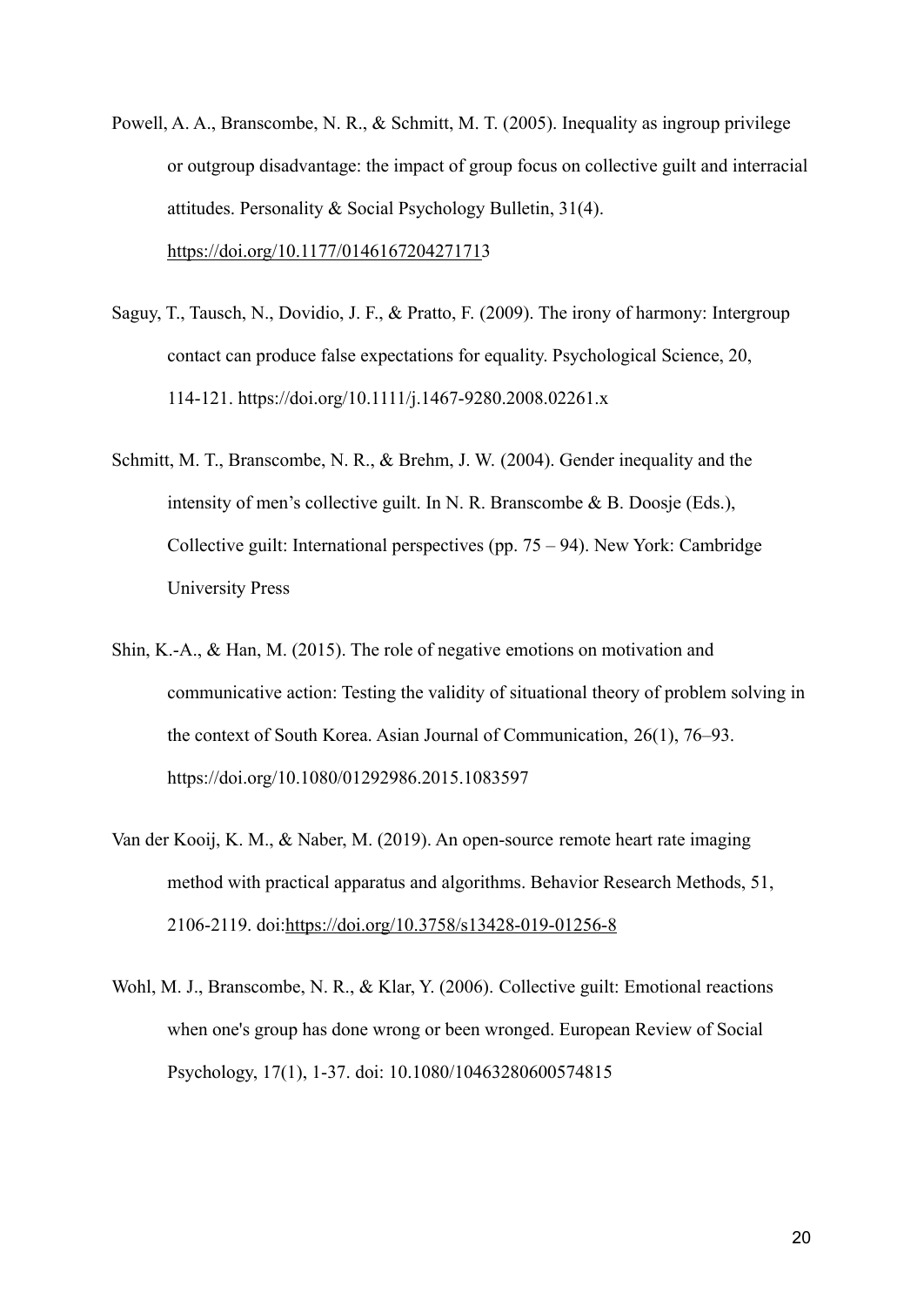Powell, A. A., Branscombe, N. R., & Schmitt, M. T. (2005). Inequality as ingroup privilege or outgroup disadvantage: the impact of group focus on collective guilt and interracial attitudes. Personality & Social Psychology Bulletin, 31(4). https://doi.org/10.1177/0146167204271713

Saguy, T., Tausch, N., Dovidio, J. F., & Pratto, F. (2009). The irony of harmony: Intergroup contact can produce false expectations for equality. Psychological Science, 20, 114-121. https://doi.org/10.1111/j.1467-9280.2008.02261.x

Schmitt, M. T., Branscombe, N. R., & Brehm, J. W. (2004). Gender inequality and the intensity of men's collective guilt. In N. R. Branscombe & B. Doosje (Eds.), Collective guilt: International perspectives (pp. 75 – 94). New York: Cambridge University Press

Shin, K.-A., & Han, M. (2015). The role of negative emotions on motivation and communicative action: Testing the validity of situational theory of problem solving in the context of South Korea. Asian Journal of Communication, 26(1), 76–93. https://doi.org/10.1080/01292986.2015.1083597

Van der Kooij, K. M., & Naber, M. (2019). An open-source remote heart rate imaging method with practical apparatus and algorithms. Behavior Research Methods, 51, 2106-2119. doi:https://doi.org/10.3758/s13428-019-01256-8

Wohl, M. J., Branscombe, N. R., & Klar, Y. (2006). Collective guilt: Emotional reactions when one's group has done wrong or been wronged. European Review of Social Psychology, 17(1), 1-37. doi: 10.1080/10463280600574815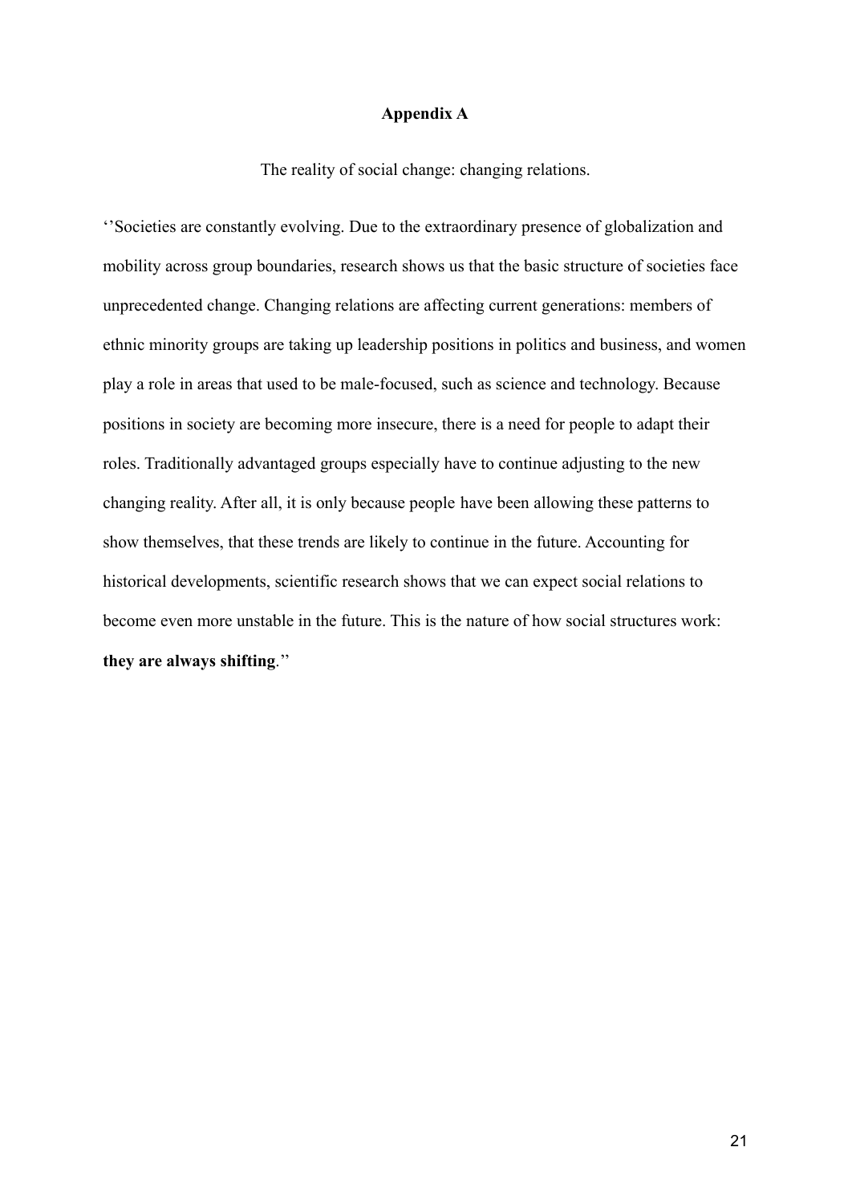**Appendix A**

The reality of social change: changing relations.

‘’Societies are constantly evolving. Due to the extraordinary presence of globalization and mobility across group boundaries, research shows us that the basic structure of societies face unprecedented change. Changing relations are affecting current generations: members of ethnic minority groups are taking up leadership positions in politics and business, and women play a role in areas that used to be male-focused, such as science and technology. Because positions in society are becoming more insecure, there is a need for people to adapt their roles. Traditionally advantaged groups especially have to continue adjusting to the new changing reality. After all, it is only because people have been allowing these patterns to show themselves, that these trends are likely to continue in the future. Accounting for historical developments, scientific research shows that we can expect social relations to become even more unstable in the future. This is the nature of how social structures work: **they are always shifting**.’’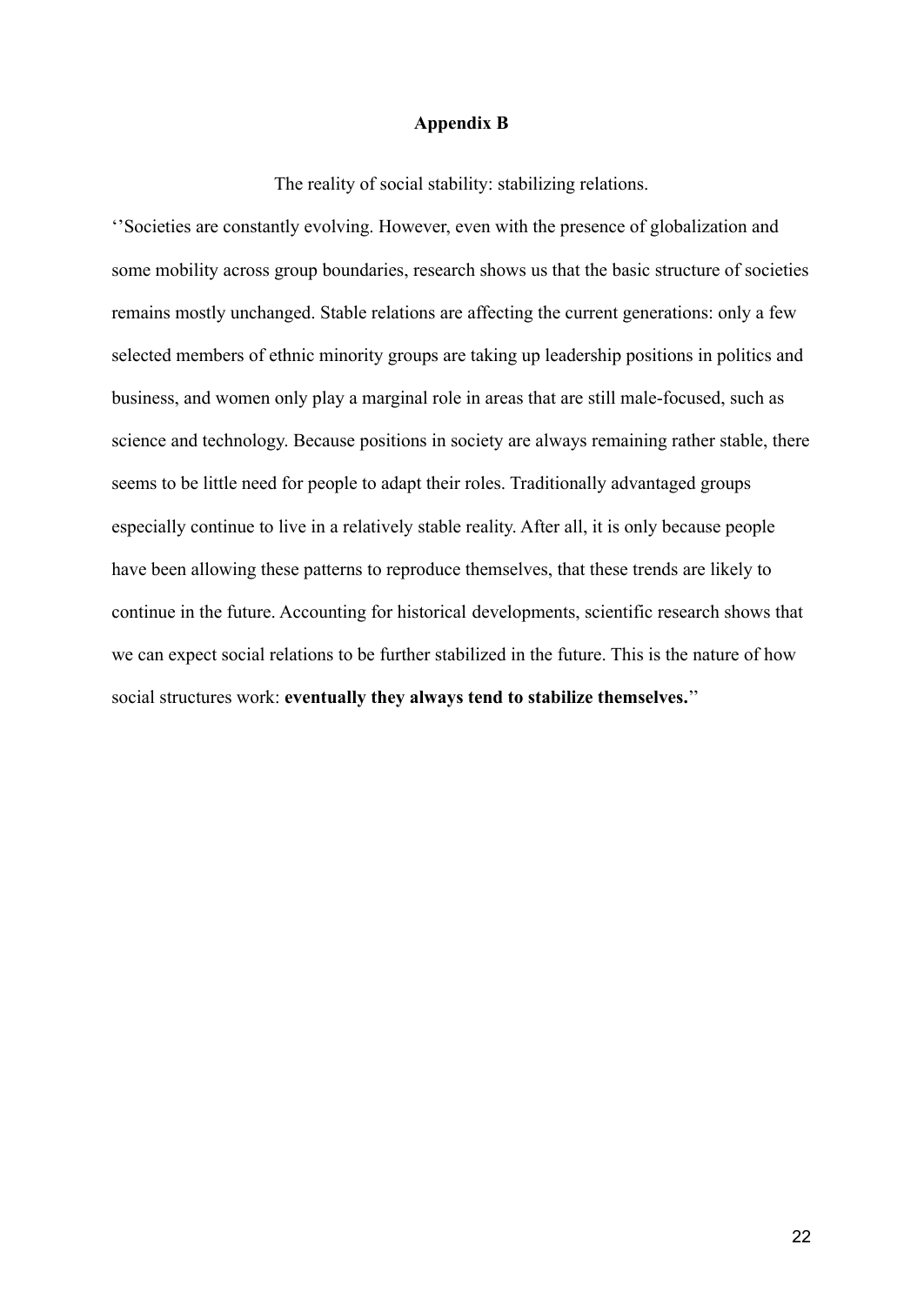# Appendix B

The reality of social stability: stabilizing relations.

''Societies are constantly evolving. However, even with the presence of globalization and some mobility across group boundaries, research shows us that the basic structure of societies remains mostly unchanged. Stable relations are affecting the current generations: only a few selected members of ethnic minority groups are taking up leadership positions in politics and business, and women only play a marginal role in areas that are still male-focused, such as science and technology. Because positions in society are always remaining rather stable, there seems to be little need for people to adapt their roles. Traditionally advantaged groups especially continue to live in a relatively stable reality. After all, it is only because people have been allowing these patterns to reproduce themselves, that these trends are likely to continue in the future. Accounting for historical developments, scientific research shows that we can expect social relations to be further stabilized in the future. This is the nature of how social structures work: **eventually they always tend to stabilize themselves.**''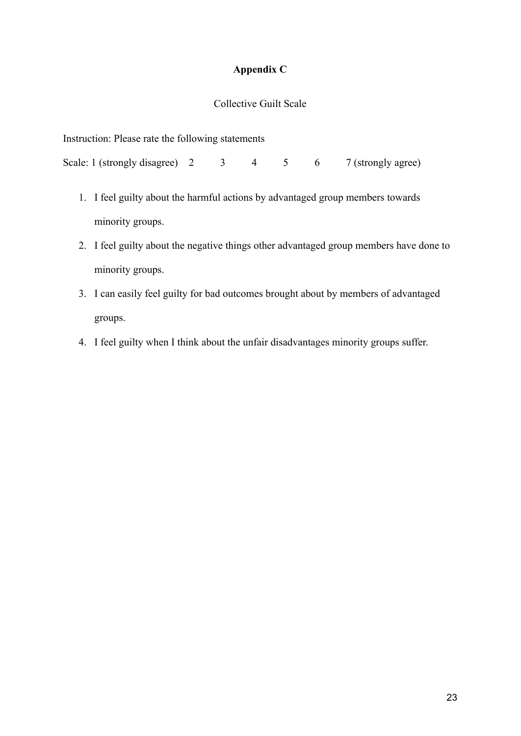# Appendix C

Collective Guilt Scale

Instruction: Please rate the following statements

Scale: 1 (strongly disagree) 2 3 4 5 6 7 (strongly agree)

1. I feel guilty about the harmful actions by advantaged group members towards minority groups.
2. I feel guilty about the negative things other advantaged group members have done to minority groups.
3. I can easily feel guilty for bad outcomes brought about by members of advantaged groups.
4. I feel guilty when I think about the unfair disadvantages minority groups suffer.